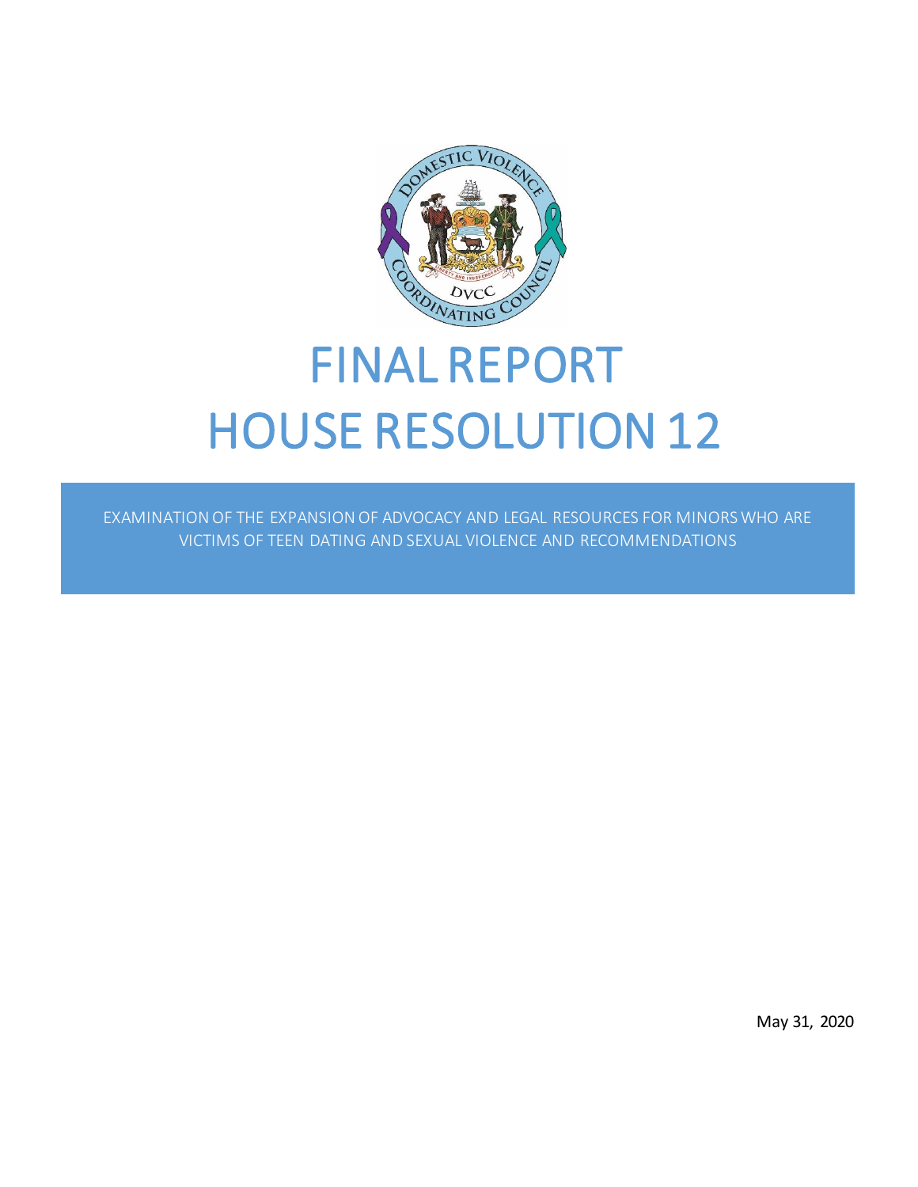# FINAL REPORT
# HOUSE RESOLUTION 12

EXAMINATION OF THE EXPANSION OF ADVOCACY AND LEGAL RESOURCES FOR MINORS WHO ARE VICTIMS OF TEEN DATING AND SEXUAL VIOLENCE AND RECOMMENDATIONS

May 31, 2020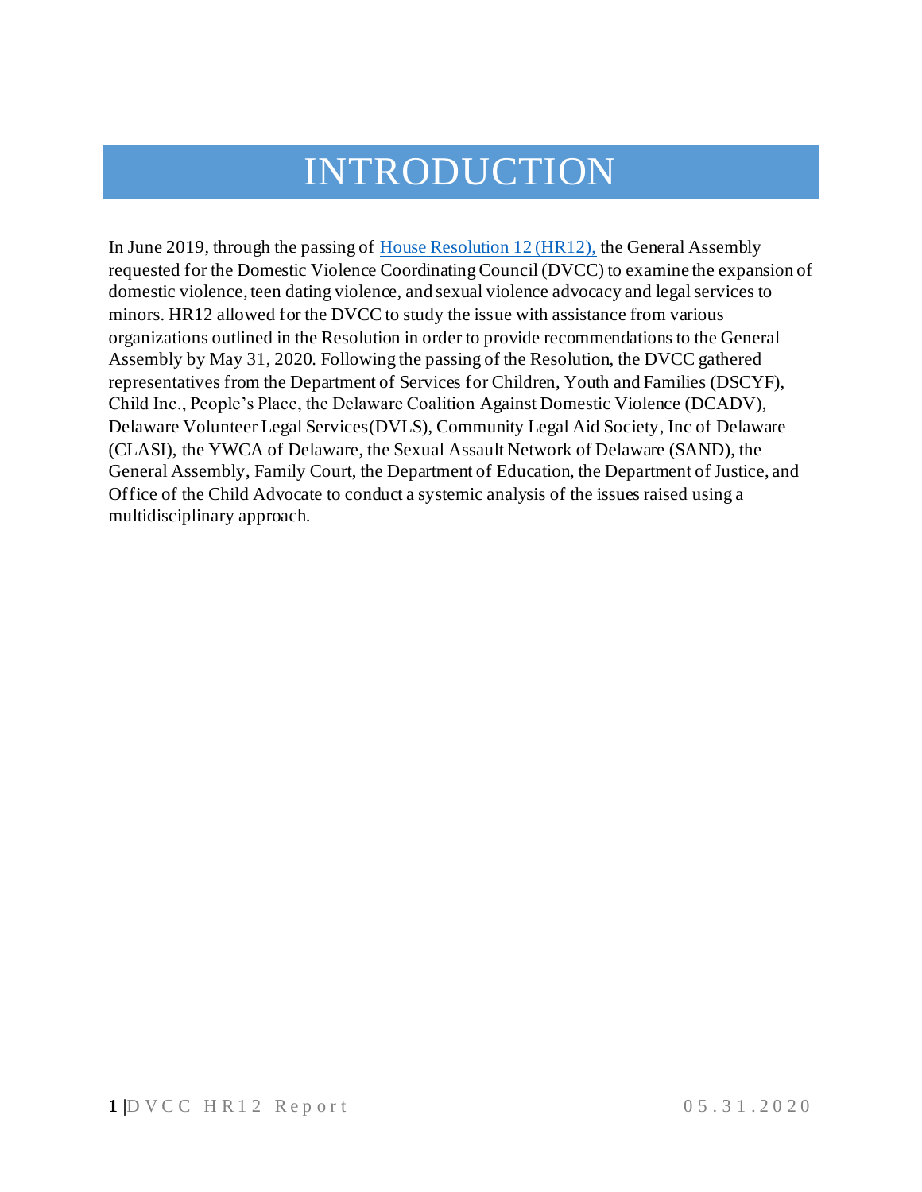# INTRODUCTION

In June 2019, through the passing of [House Resolution 12 (HR12),](#) the General Assembly requested for the Domestic Violence Coordinating Council (DVCC) to examine the expansion of domestic violence, teen dating violence, and sexual violence advocacy and legal services to minors. HR12 allowed for the DVCC to study the issue with assistance from various organizations outlined in the Resolution in order to provide recommendations to the General Assembly by May 31, 2020. Following the passing of the Resolution, the DVCC gathered representatives from the Department of Services for Children, Youth and Families (DSCYF), Child Inc., People's Place, the Delaware Coalition Against Domestic Violence (DCADV), Delaware Volunteer Legal Services(DVLS), Community Legal Aid Society, Inc of Delaware (CLASI), the YWCA of Delaware, the Sexual Assault Network of Delaware (SAND), the General Assembly, Family Court, the Department of Education, the Department of Justice, and Office of the Child Advocate to conduct a systemic analysis of the issues raised using a multidisciplinary approach.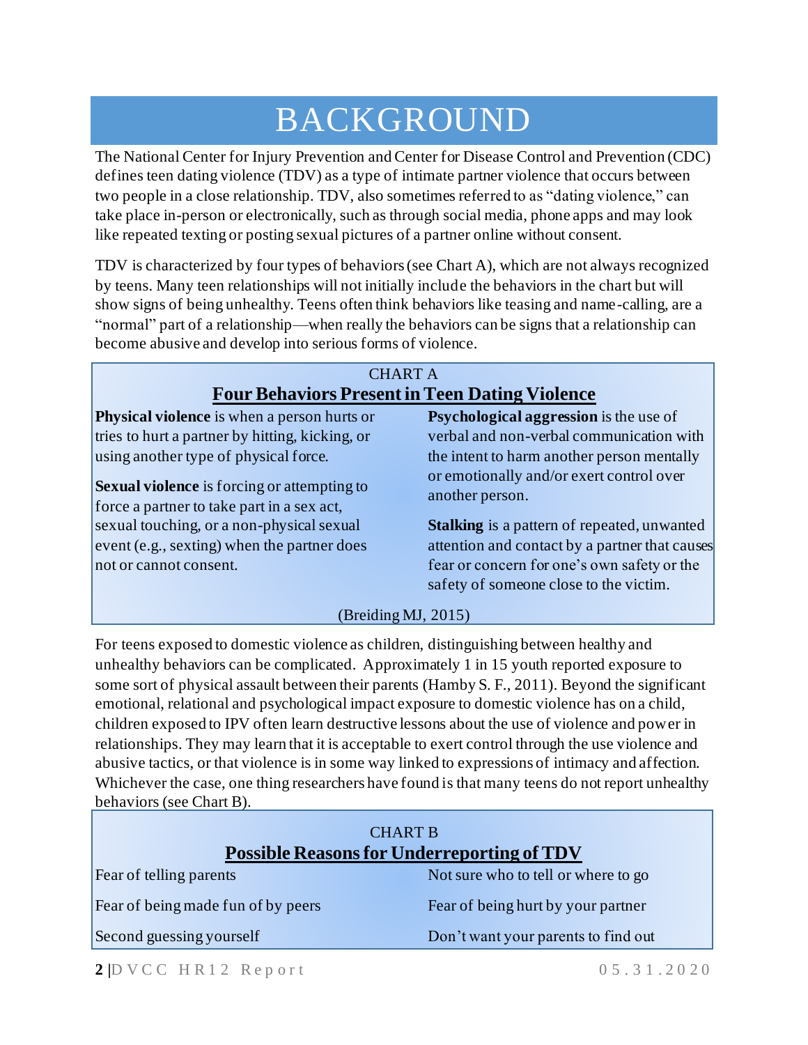# BACKGROUND

The National Center for Injury Prevention and Center for Disease Control and Prevention (CDC) defines teen dating violence (TDV) as a type of intimate partner violence that occurs between two people in a close relationship. TDV, also sometimes referred to as "dating violence," can take place in-person or electronically, such as through social media, phone apps and may look like repeated texting or posting sexual pictures of a partner online without consent.

TDV is characterized by four types of behaviors (see Chart A), which are not always recognized by teens. Many teen relationships will not initially include the behaviors in the chart but will show signs of being unhealthy. Teens often think behaviors like teasing and name-calling, are a "normal" part of a relationship—when really the behaviors can be signs that a relationship can become abusive and develop into serious forms of violence.

CHART A

**Four Behaviors Present in Teen Dating Violence**

**Physical violence** is when a person hurts or tries to hurt a partner by hitting, kicking, or using another type of physical force.

**Sexual violence** is forcing or attempting to force a partner to take part in a sex act, sexual touching, or a non-physical sexual event (e.g., sexting) when the partner does not or cannot consent.

**Psychological aggression** is the use of verbal and non-verbal communication with the intent to harm another person mentally or emotionally and/or exert control over another person.

**Stalking** is a pattern of repeated, unwanted attention and contact by a partner that causes fear or concern for one's own safety or the safety of someone close to the victim.

(Breiding MJ, 2015)

For teens exposed to domestic violence as children, distinguishing between healthy and unhealthy behaviors can be complicated. Approximately 1 in 15 youth reported exposure to some sort of physical assault between their parents (Hamby S. F., 2011). Beyond the significant emotional, relational and psychological impact exposure to domestic violence has on a child, children exposed to IPV often learn destructive lessons about the use of violence and power in relationships. They may learn that it is acceptable to exert control through the use violence and abusive tactics, or that violence is in some way linked to expressions of intimacy and affection. Whichever the case, one thing researchers have found is that many teens do not report unhealthy behaviors (see Chart B).

CHART B

**Possible Reasons for Underreporting of TDV**

- Fear of telling parents
- Fear of being made fun of by peers
- Second guessing yourself
- Not sure who to tell or where to go
- Fear of being hurt by your partner
- Don't want your parents to find out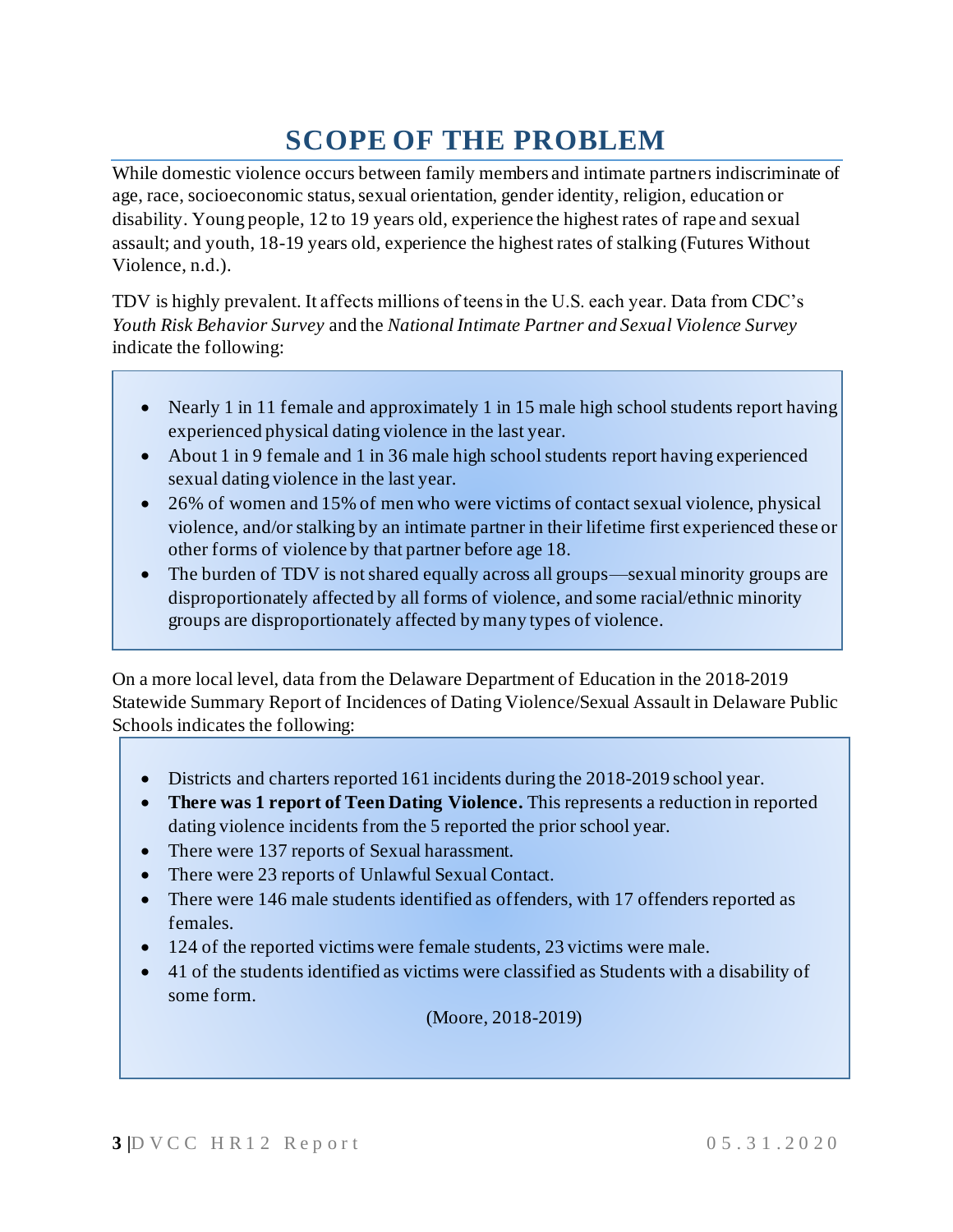# SCOPE OF THE PROBLEM

While domestic violence occurs between family members and intimate partners indiscriminate of age, race, socioeconomic status, sexual orientation, gender identity, religion, education or disability. Young people, 12 to 19 years old, experience the highest rates of rape and sexual assault; and youth, 18-19 years old, experience the highest rates of stalking (Futures Without Violence, n.d.).

TDV is highly prevalent. It affects millions of teens in the U.S. each year. Data from CDC's *Youth Risk Behavior Survey* and the *National Intimate Partner and Sexual Violence Survey* indicate the following:

- Nearly 1 in 11 female and approximately 1 in 15 male high school students report having experienced physical dating violence in the last year.
- About 1 in 9 female and 1 in 36 male high school students report having experienced sexual dating violence in the last year.
- 26% of women and 15% of men who were victims of contact sexual violence, physical violence, and/or stalking by an intimate partner in their lifetime first experienced these or other forms of violence by that partner before age 18.
- The burden of TDV is not shared equally across all groups—sexual minority groups are disproportionately affected by all forms of violence, and some racial/ethnic minority groups are disproportionately affected by many types of violence.

On a more local level, data from the Delaware Department of Education in the 2018-2019 Statewide Summary Report of Incidences of Dating Violence/Sexual Assault in Delaware Public Schools indicates the following:

- Districts and charters reported 161 incidents during the 2018-2019 school year.
- **There was 1 report of Teen Dating Violence.** This represents a reduction in reported dating violence incidents from the 5 reported the prior school year.
- There were 137 reports of Sexual harassment.
- There were 23 reports of Unlawful Sexual Contact.
- There were 146 male students identified as offenders, with 17 offenders reported as females.
- 124 of the reported victims were female students, 23 victims were male.
- 41 of the students identified as victims were classified as Students with a disability of some form.

(Moore, 2018-2019)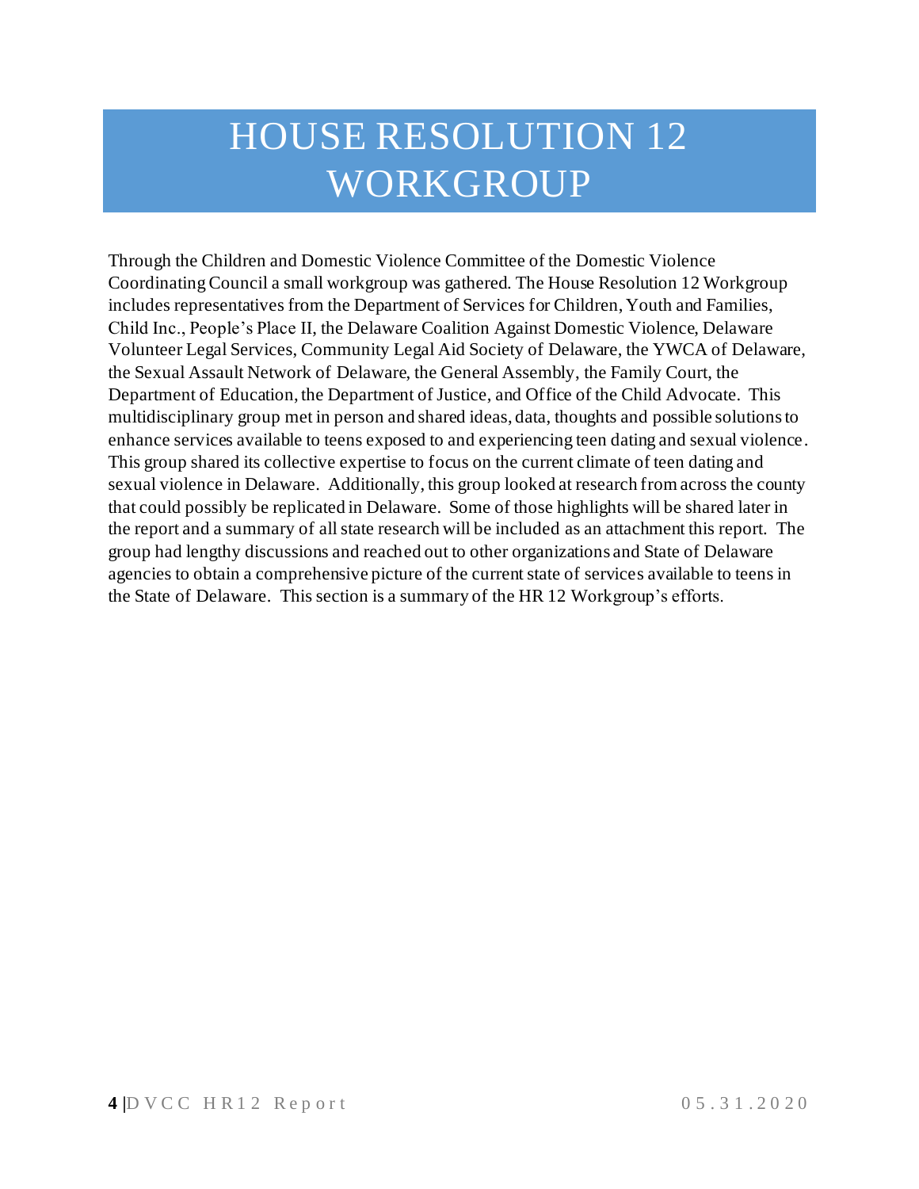# HOUSE RESOLUTION 12 WORKGROUP

Through the Children and Domestic Violence Committee of the Domestic Violence Coordinating Council a small workgroup was gathered. The House Resolution 12 Workgroup includes representatives from the Department of Services for Children, Youth and Families, Child Inc., People's Place II, the Delaware Coalition Against Domestic Violence, Delaware Volunteer Legal Services, Community Legal Aid Society of Delaware, the YWCA of Delaware, the Sexual Assault Network of Delaware, the General Assembly, the Family Court, the Department of Education, the Department of Justice, and Office of the Child Advocate. This multidisciplinary group met in person and shared ideas, data, thoughts and possible solutions to enhance services available to teens exposed to and experiencing teen dating and sexual violence. This group shared its collective expertise to focus on the current climate of teen dating and sexual violence in Delaware. Additionally, this group looked at research from across the county that could possibly be replicated in Delaware. Some of those highlights will be shared later in the report and a summary of all state research will be included as an attachment this report. The group had lengthy discussions and reached out to other organizations and State of Delaware agencies to obtain a comprehensive picture of the current state of services available to teens in the State of Delaware. This section is a summary of the HR 12 Workgroup's efforts.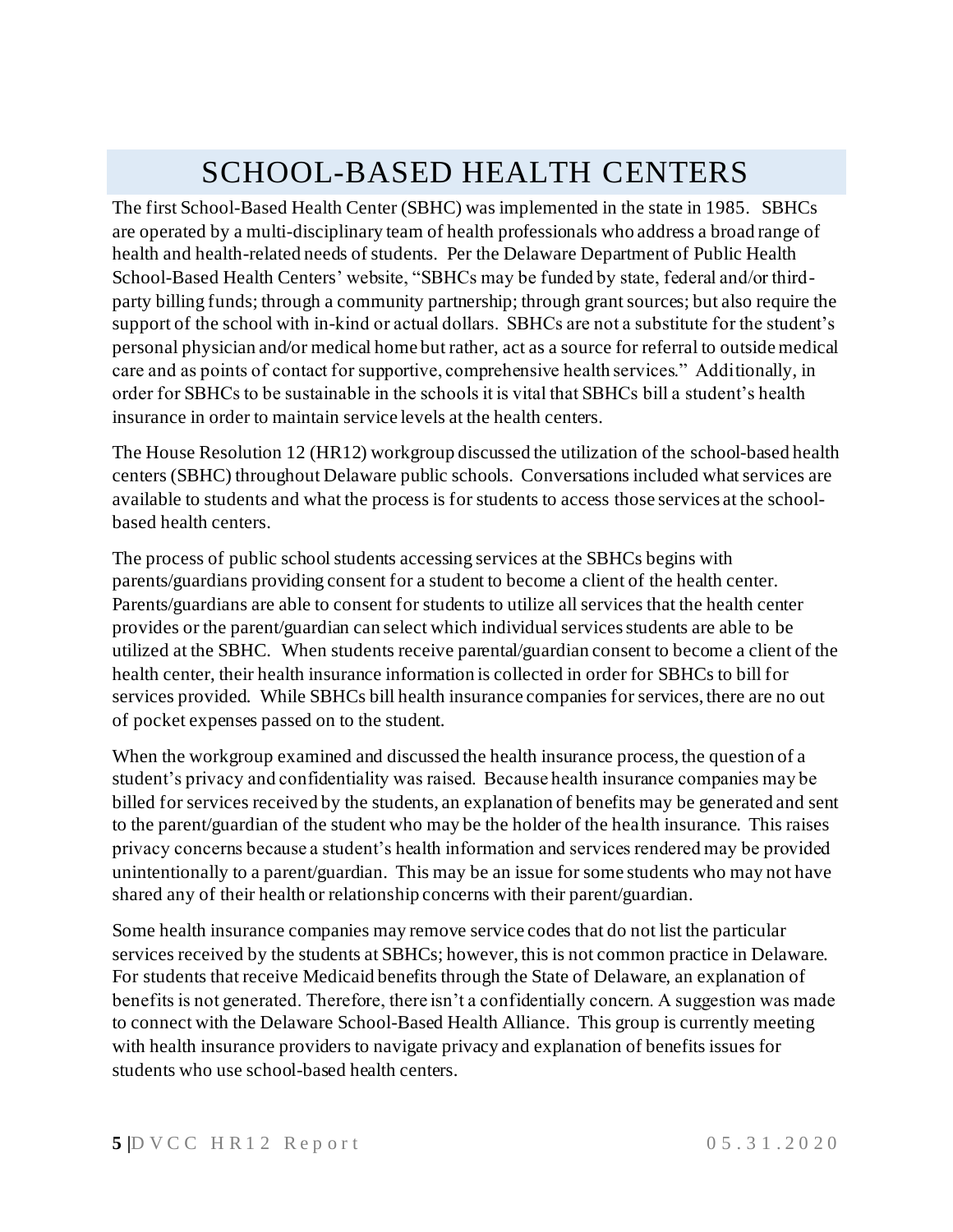# SCHOOL-BASED HEALTH CENTERS

The first School-Based Health Center (SBHC) was implemented in the state in 1985. SBHCs are operated by a multi-disciplinary team of health professionals who address a broad range of health and health-related needs of students. Per the Delaware Department of Public Health School-Based Health Centers' website, "SBHCs may be funded by state, federal and/or third-party billing funds; through a community partnership; through grant sources; but also require the support of the school with in-kind or actual dollars. SBHCs are not a substitute for the student's personal physician and/or medical home but rather, act as a source for referral to outside medical care and as points of contact for supportive, comprehensive health services." Additionally, in order for SBHCs to be sustainable in the schools it is vital that SBHCs bill a student's health insurance in order to maintain service levels at the health centers.

The House Resolution 12 (HR12) workgroup discussed the utilization of the school-based health centers (SBHC) throughout Delaware public schools. Conversations included what services are available to students and what the process is for students to access those services at the school-based health centers.

The process of public school students accessing services at the SBHCs begins with parents/guardians providing consent for a student to become a client of the health center. Parents/guardians are able to consent for students to utilize all services that the health center provides or the parent/guardian can select which individual services students are able to be utilized at the SBHC. When students receive parental/guardian consent to become a client of the health center, their health insurance information is collected in order for SBHCs to bill for services provided. While SBHCs bill health insurance companies for services, there are no out of pocket expenses passed on to the student.

When the workgroup examined and discussed the health insurance process, the question of a student's privacy and confidentiality was raised. Because health insurance companies may be billed for services received by the students, an explanation of benefits may be generated and sent to the parent/guardian of the student who may be the holder of the health insurance. This raises privacy concerns because a student's health information and services rendered may be provided unintentionally to a parent/guardian. This may be an issue for some students who may not have shared any of their health or relationship concerns with their parent/guardian.

Some health insurance companies may remove service codes that do not list the particular services received by the students at SBHCs; however, this is not common practice in Delaware. For students that receive Medicaid benefits through the State of Delaware, an explanation of benefits is not generated. Therefore, there isn't a confidentially concern. A suggestion was made to connect with the Delaware School-Based Health Alliance. This group is currently meeting with health insurance providers to navigate privacy and explanation of benefits issues for students who use school-based health centers.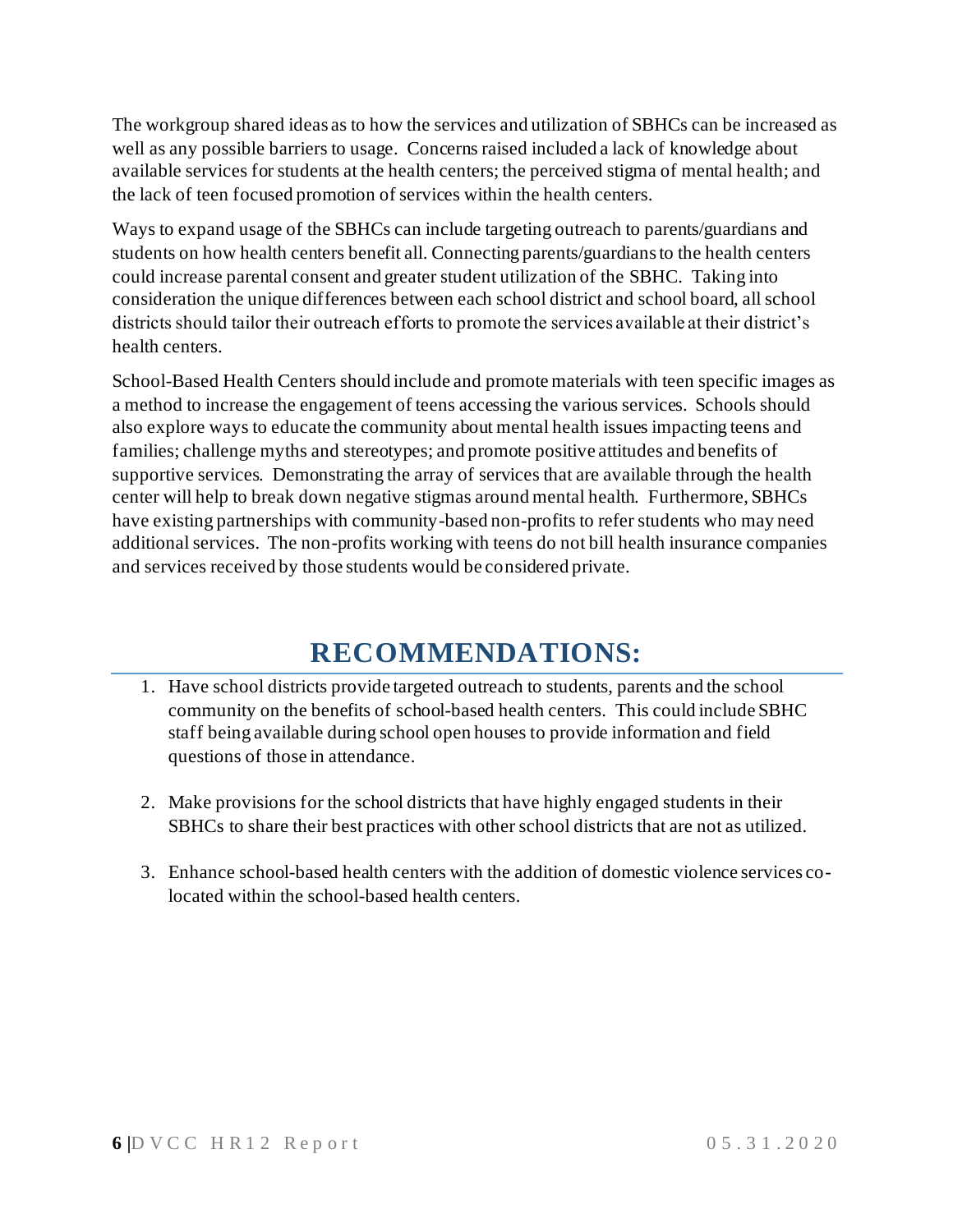The workgroup shared ideas as to how the services and utilization of SBHCs can be increased as well as any possible barriers to usage. Concerns raised included a lack of knowledge about available services for students at the health centers; the perceived stigma of mental health; and the lack of teen focused promotion of services within the health centers.

Ways to expand usage of the SBHCs can include targeting outreach to parents/guardians and students on how health centers benefit all. Connecting parents/guardians to the health centers could increase parental consent and greater student utilization of the SBHC. Taking into consideration the unique differences between each school district and school board, all school districts should tailor their outreach efforts to promote the services available at their district's health centers.

School-Based Health Centers should include and promote materials with teen specific images as a method to increase the engagement of teens accessing the various services. Schools should also explore ways to educate the community about mental health issues impacting teens and families; challenge myths and stereotypes; and promote positive attitudes and benefits of supportive services. Demonstrating the array of services that are available through the health center will help to break down negative stigmas around mental health. Furthermore, SBHCs have existing partnerships with community-based non-profits to refer students who may need additional services. The non-profits working with teens do not bill health insurance companies and services received by those students would be considered private.

## RECOMMENDATIONS:

1. Have school districts provide targeted outreach to students, parents and the school community on the benefits of school-based health centers. This could include SBHC staff being available during school open houses to provide information and field questions of those in attendance.

2. Make provisions for the school districts that have highly engaged students in their SBHCs to share their best practices with other school districts that are not as utilized.

3. Enhance school-based health centers with the addition of domestic violence services co-located within the school-based health centers.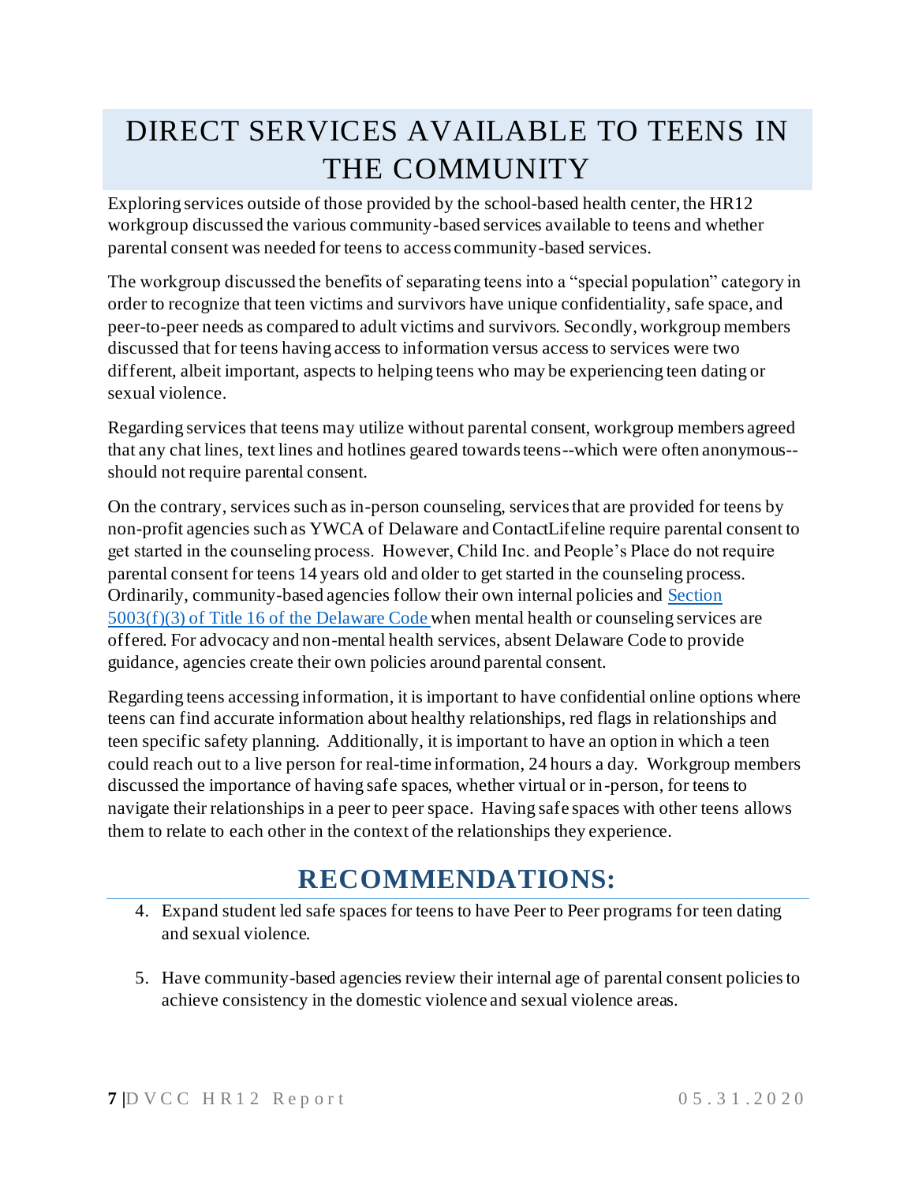# DIRECT SERVICES AVAILABLE TO TEENS IN THE COMMUNITY

Exploring services outside of those provided by the school-based health center, the HR12 workgroup discussed the various community-based services available to teens and whether parental consent was needed for teens to access community-based services.

The workgroup discussed the benefits of separating teens into a "special population" category in order to recognize that teen victims and survivors have unique confidentiality, safe space, and peer-to-peer needs as compared to adult victims and survivors. Secondly, workgroup members discussed that for teens having access to information versus access to services were two different, albeit important, aspects to helping teens who may be experiencing teen dating or sexual violence.

Regarding services that teens may utilize without parental consent, workgroup members agreed that any chat lines, text lines and hotlines geared towards teens--which were often anonymous--should not require parental consent.

On the contrary, services such as in-person counseling, services that are provided for teens by non-profit agencies such as YWCA of Delaware and ContactLifeline require parental consent to get started in the counseling process. However, Child Inc. and People's Place do not require parental consent for teens 14 years old and older to get started in the counseling process. Ordinarily, community-based agencies follow their own internal policies and Section 5003(f)(3) of Title 16 of the Delaware Code when mental health or counseling services are offered. For advocacy and non-mental health services, absent Delaware Code to provide guidance, agencies create their own policies around parental consent.

Regarding teens accessing information, it is important to have confidential online options where teens can find accurate information about healthy relationships, red flags in relationships and teen specific safety planning. Additionally, it is important to have an option in which a teen could reach out to a live person for real-time information, 24 hours a day. Workgroup members discussed the importance of having safe spaces, whether virtual or in-person, for teens to navigate their relationships in a peer to peer space. Having safe spaces with other teens allows them to relate to each other in the context of the relationships they experience.

## RECOMMENDATIONS:

4. Expand student led safe spaces for teens to have Peer to Peer programs for teen dating and sexual violence.

5. Have community-based agencies review their internal age of parental consent policies to achieve consistency in the domestic violence and sexual violence areas.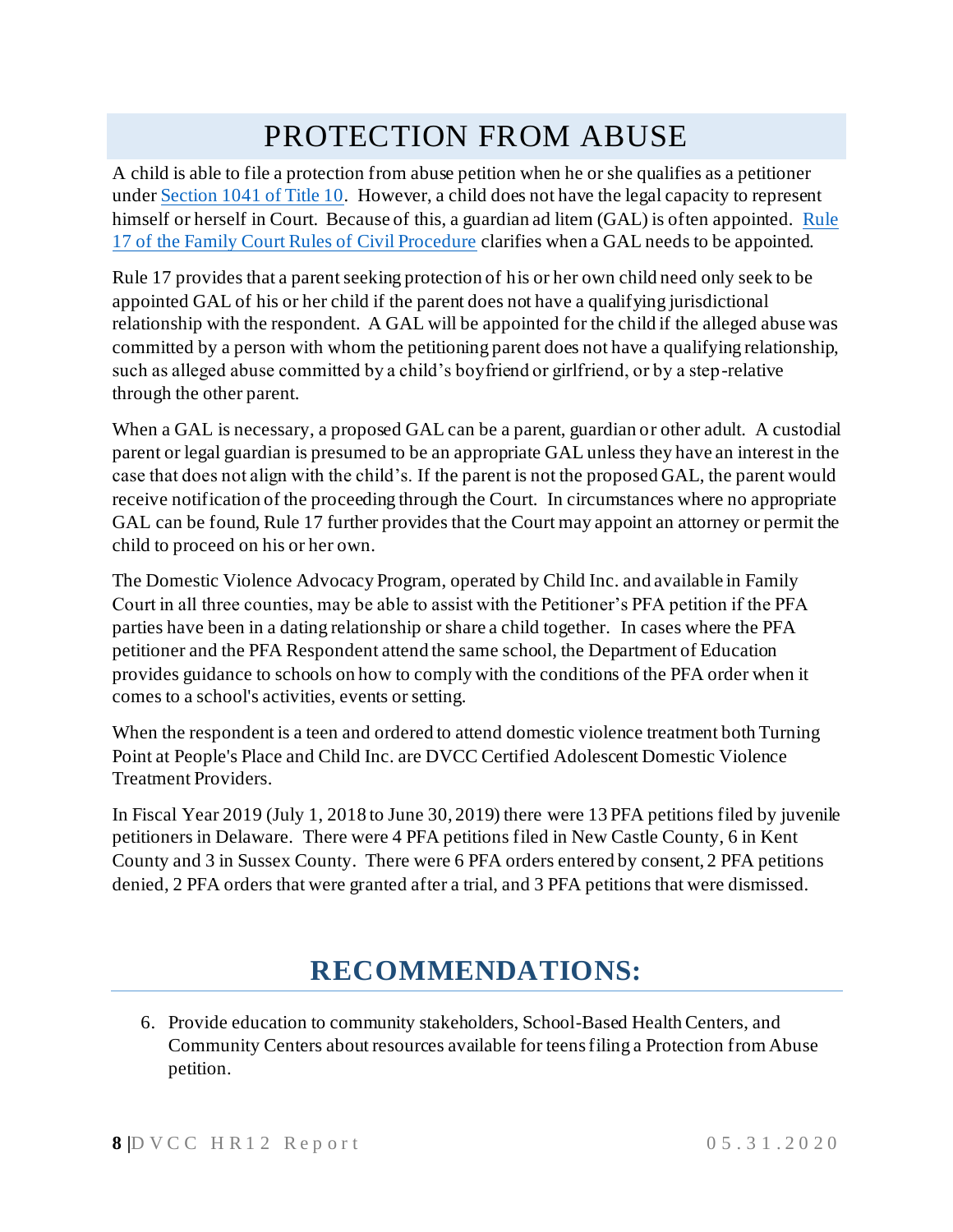# PROTECTION FROM ABUSE

A child is able to file a protection from abuse petition when he or she qualifies as a petitioner under [Section 1041 of Title 10](). However, a child does not have the legal capacity to represent himself or herself in Court. Because of this, a guardian ad litem (GAL) is often appointed. [Rule 17 of the Family Court Rules of Civil Procedure]() clarifies when a GAL needs to be appointed.

Rule 17 provides that a parent seeking protection of his or her own child need only seek to be appointed GAL of his or her child if the parent does not have a qualifying jurisdictional relationship with the respondent. A GAL will be appointed for the child if the alleged abuse was committed by a person with whom the petitioning parent does not have a qualifying relationship, such as alleged abuse committed by a child's boyfriend or girlfriend, or by a step-relative through the other parent.

When a GAL is necessary, a proposed GAL can be a parent, guardian or other adult. A custodial parent or legal guardian is presumed to be an appropriate GAL unless they have an interest in the case that does not align with the child's. If the parent is not the proposed GAL, the parent would receive notification of the proceeding through the Court. In circumstances where no appropriate GAL can be found, Rule 17 further provides that the Court may appoint an attorney or permit the child to proceed on his or her own.

The Domestic Violence Advocacy Program, operated by Child Inc. and available in Family Court in all three counties, may be able to assist with the Petitioner's PFA petition if the PFA parties have been in a dating relationship or share a child together. In cases where the PFA petitioner and the PFA Respondent attend the same school, the Department of Education provides guidance to schools on how to comply with the conditions of the PFA order when it comes to a school's activities, events or setting.

When the respondent is a teen and ordered to attend domestic violence treatment both Turning Point at People's Place and Child Inc. are DVCC Certified Adolescent Domestic Violence Treatment Providers.

In Fiscal Year 2019 (July 1, 2018 to June 30, 2019) there were 13 PFA petitions filed by juvenile petitioners in Delaware. There were 4 PFA petitions filed in New Castle County, 6 in Kent County and 3 in Sussex County. There were 6 PFA orders entered by consent, 2 PFA petitions denied, 2 PFA orders that were granted after a trial, and 3 PFA petitions that were dismissed.

## RECOMMENDATIONS:

6. Provide education to community stakeholders, School-Based Health Centers, and Community Centers about resources available for teens filing a Protection from Abuse petition.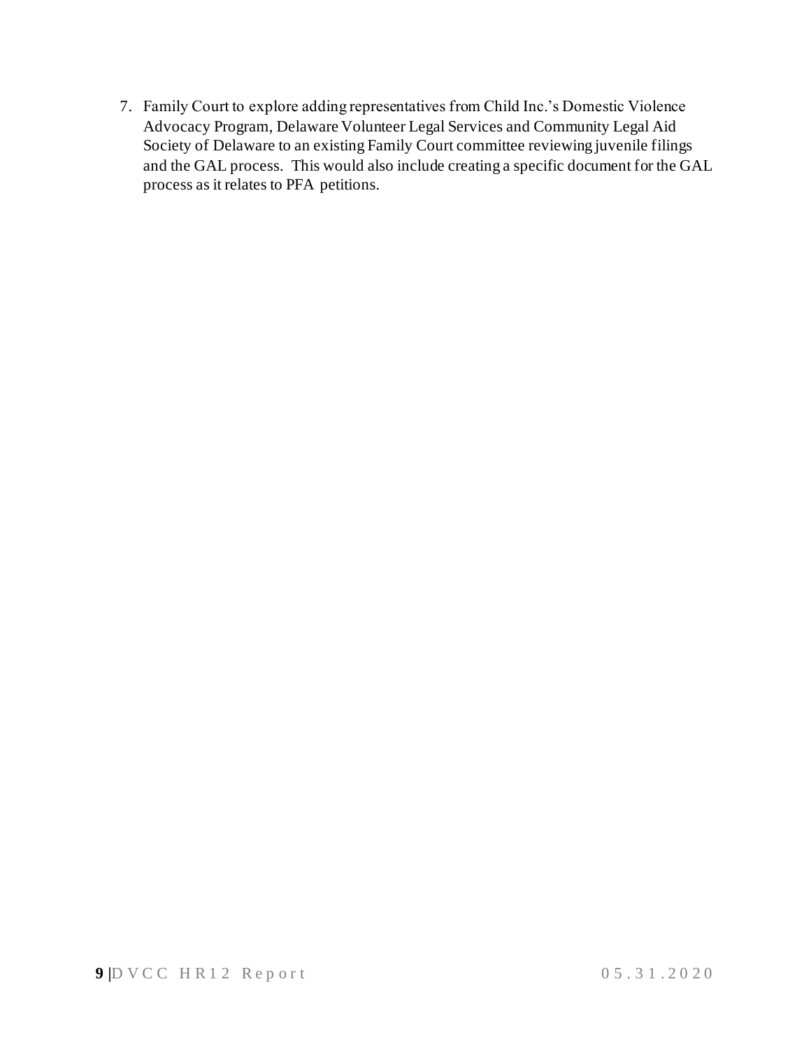7. Family Court to explore adding representatives from Child Inc.'s Domestic Violence Advocacy Program, Delaware Volunteer Legal Services and Community Legal Aid Society of Delaware to an existing Family Court committee reviewing juvenile filings and the GAL process. This would also include creating a specific document for the GAL process as it relates to PFA petitions.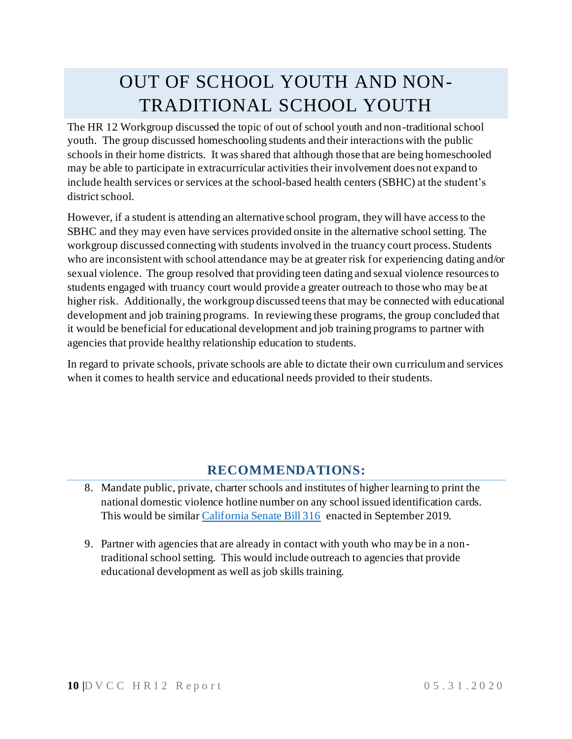# OUT OF SCHOOL YOUTH AND NON-TRADITIONAL SCHOOL YOUTH

The HR 12 Workgroup discussed the topic of out of school youth and non-traditional school youth. The group discussed homeschooling students and their interactions with the public schools in their home districts. It was shared that although those that are being homeschooled may be able to participate in extracurricular activities their involvement does not expand to include health services or services at the school-based health centers (SBHC) at the student's district school.

However, if a student is attending an alternative school program, they will have access to the SBHC and they may even have services provided onsite in the alternative school setting. The workgroup discussed connecting with students involved in the truancy court process. Students who are inconsistent with school attendance may be at greater risk for experiencing dating and/or sexual violence. The group resolved that providing teen dating and sexual violence resources to students engaged with truancy court would provide a greater outreach to those who may be at higher risk. Additionally, the workgroup discussed teens that may be connected with educational development and job training programs. In reviewing these programs, the group concluded that it would be beneficial for educational development and job training programs to partner with agencies that provide healthy relationship education to students.

In regard to private schools, private schools are able to dictate their own curriculum and services when it comes to health service and educational needs provided to their students.

## RECOMMENDATIONS:

8. Mandate public, private, charter schools and institutes of higher learning to print the national domestic violence hotline number on any school issued identification cards. This would be similar California Senate Bill 316 enacted in September 2019.

9. Partner with agencies that are already in contact with youth who may be in a non-traditional school setting. This would include outreach to agencies that provide educational development as well as job skills training.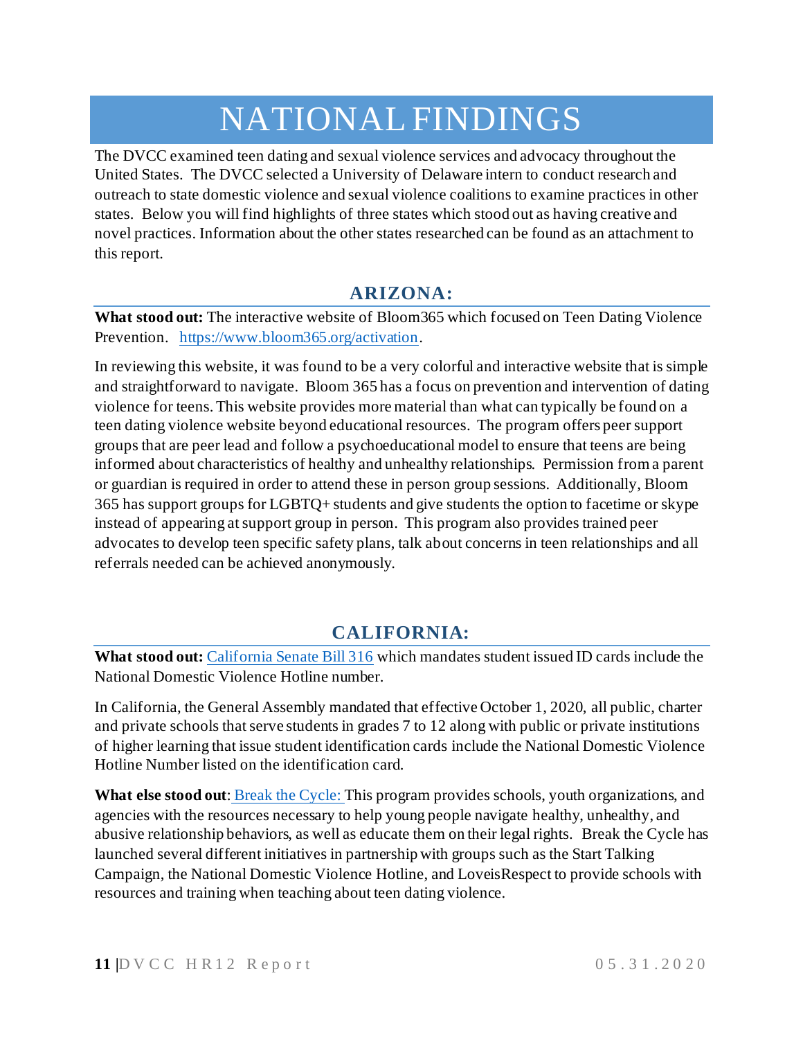# NATIONAL FINDINGS

The DVCC examined teen dating and sexual violence services and advocacy throughout the United States. The DVCC selected a University of Delaware intern to conduct research and outreach to state domestic violence and sexual violence coalitions to examine practices in other states. Below you will find highlights of three states which stood out as having creative and novel practices. Information about the other states researched can be found as an attachment to this report.

## ARIZONA:

**What stood out:** The interactive website of Bloom365 which focused on Teen Dating Violence Prevention. [https://www.bloom365.org/activation](https://www.bloom365.org/activation).

In reviewing this website, it was found to be a very colorful and interactive website that is simple and straightforward to navigate. Bloom 365 has a focus on prevention and intervention of dating violence for teens. This website provides more material than what can typically be found on a teen dating violence website beyond educational resources. The program offers peer support groups that are peer lead and follow a psychoeducational model to ensure that teens are being informed about characteristics of healthy and unhealthy relationships. Permission from a parent or guardian is required in order to attend these in person group sessions. Additionally, Bloom 365 has support groups for LGBTQ+ students and give students the option to facetime or skype instead of appearing at support group in person. This program also provides trained peer advocates to develop teen specific safety plans, talk about concerns in teen relationships and all referrals needed can be achieved anonymously.

## CALIFORNIA:

**What stood out:** California Senate Bill 316 which mandates student issued ID cards include the National Domestic Violence Hotline number.

In California, the General Assembly mandated that effective October 1, 2020, all public, charter and private schools that serve students in grades 7 to 12 along with public or private institutions of higher learning that issue student identification cards include the National Domestic Violence Hotline Number listed on the identification card.

**What else stood out**: Break the Cycle: This program provides schools, youth organizations, and agencies with the resources necessary to help young people navigate healthy, unhealthy, and abusive relationship behaviors, as well as educate them on their legal rights. Break the Cycle has launched several different initiatives in partnership with groups such as the Start Talking Campaign, the National Domestic Violence Hotline, and LoveisRespect to provide schools with resources and training when teaching about teen dating violence.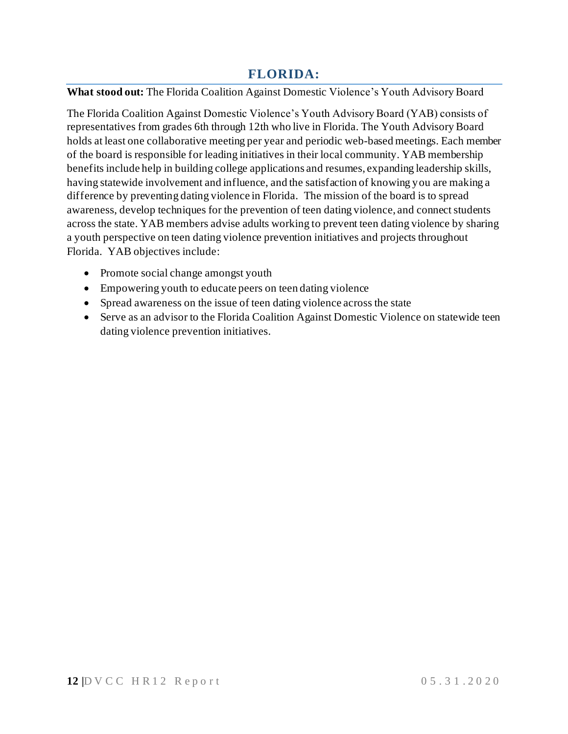## FLORIDA:

**What stood out:** The Florida Coalition Against Domestic Violence's Youth Advisory Board

The Florida Coalition Against Domestic Violence's Youth Advisory Board (YAB) consists of representatives from grades 6th through 12th who live in Florida. The Youth Advisory Board holds at least one collaborative meeting per year and periodic web-based meetings. Each member of the board is responsible for leading initiatives in their local community. YAB membership benefits include help in building college applications and resumes, expanding leadership skills, having statewide involvement and influence, and the satisfaction of knowing you are making a difference by preventing dating violence in Florida. The mission of the board is to spread awareness, develop techniques for the prevention of teen dating violence, and connect students across the state. YAB members advise adults working to prevent teen dating violence by sharing a youth perspective on teen dating violence prevention initiatives and projects throughout Florida. YAB objectives include:

- Promote social change amongst youth
- Empowering youth to educate peers on teen dating violence
- Spread awareness on the issue of teen dating violence across the state
- Serve as an advisor to the Florida Coalition Against Domestic Violence on statewide teen dating violence prevention initiatives.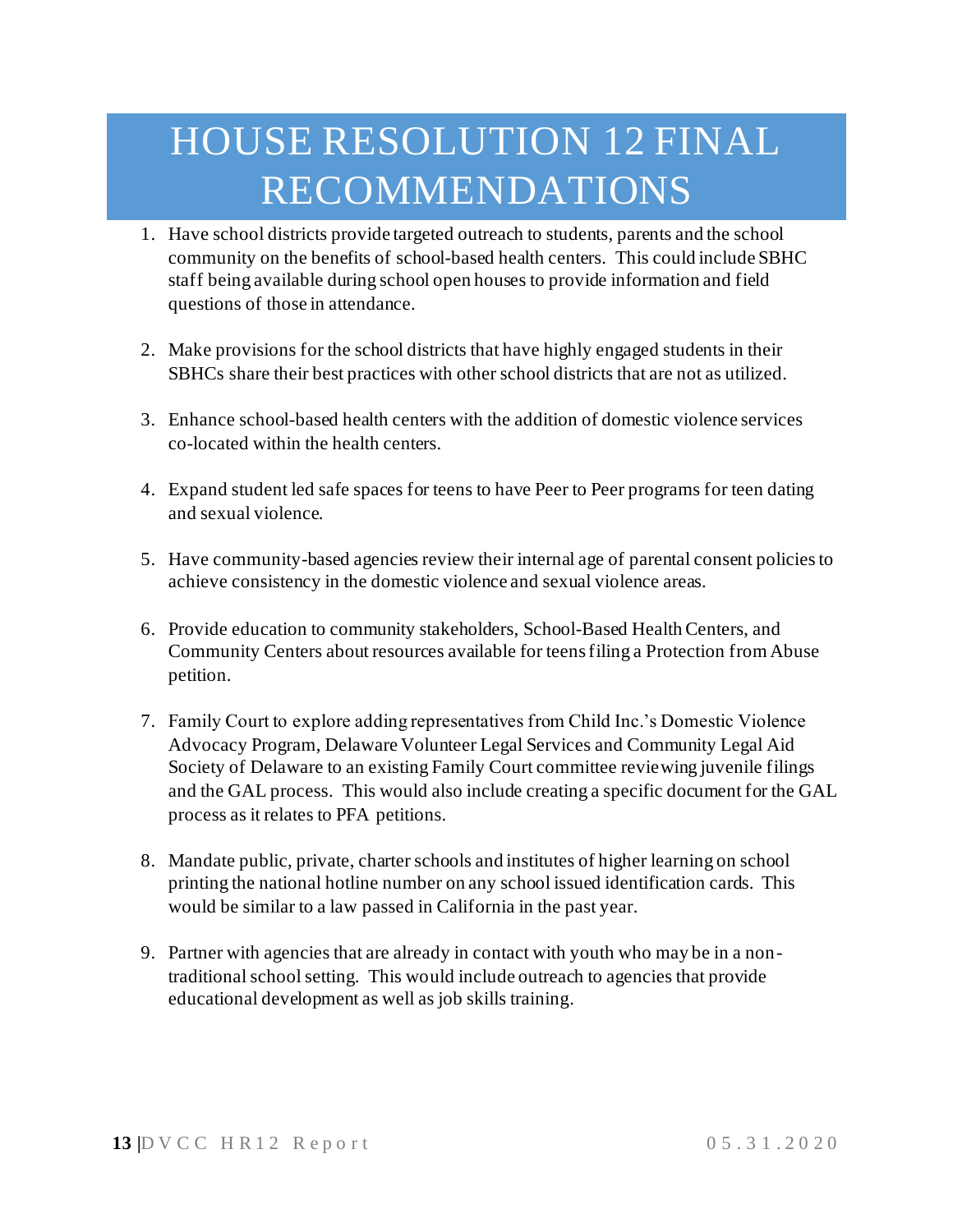# HOUSE RESOLUTION 12 FINAL RECOMMENDATIONS

1. Have school districts provide targeted outreach to students, parents and the school community on the benefits of school-based health centers. This could include SBHC staff being available during school open houses to provide information and field questions of those in attendance.

2. Make provisions for the school districts that have highly engaged students in their SBHCs share their best practices with other school districts that are not as utilized.

3. Enhance school-based health centers with the addition of domestic violence services co-located within the health centers.

4. Expand student led safe spaces for teens to have Peer to Peer programs for teen dating and sexual violence.

5. Have community-based agencies review their internal age of parental consent policies to achieve consistency in the domestic violence and sexual violence areas.

6. Provide education to community stakeholders, School-Based Health Centers, and Community Centers about resources available for teens filing a Protection from Abuse petition.

7. Family Court to explore adding representatives from Child Inc.'s Domestic Violence Advocacy Program, Delaware Volunteer Legal Services and Community Legal Aid Society of Delaware to an existing Family Court committee reviewing juvenile filings and the GAL process. This would also include creating a specific document for the GAL process as it relates to PFA petitions.

8. Mandate public, private, charter schools and institutes of higher learning on school printing the national hotline number on any school issued identification cards. This would be similar to a law passed in California in the past year.

9. Partner with agencies that are already in contact with youth who may be in a non-traditional school setting. This would include outreach to agencies that provide educational development as well as job skills training.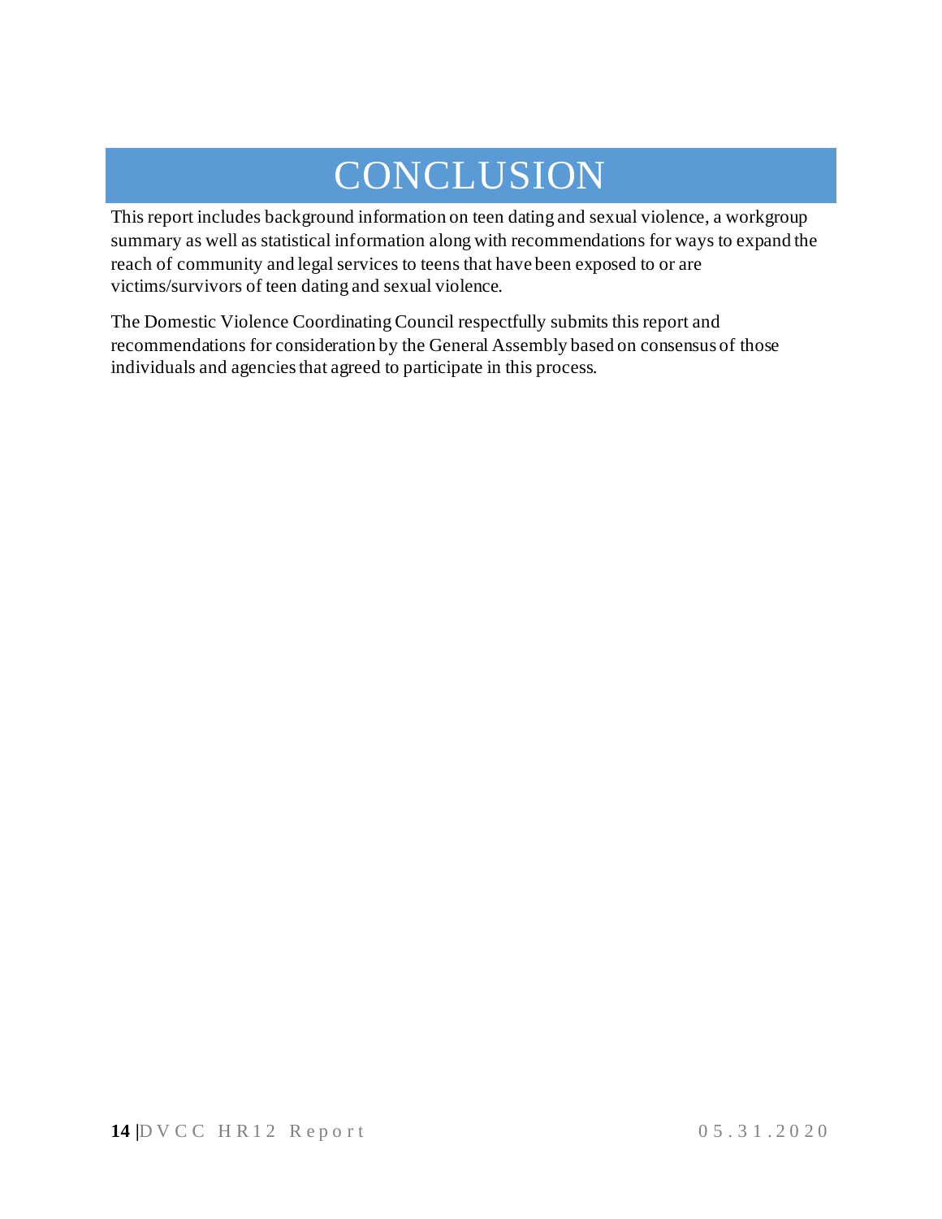# CONCLUSION

This report includes background information on teen dating and sexual violence, a workgroup summary as well as statistical information along with recommendations for ways to expand the reach of community and legal services to teens that have been exposed to or are victims/survivors of teen dating and sexual violence.

The Domestic Violence Coordinating Council respectfully submits this report and recommendations for consideration by the General Assembly based on consensus of those individuals and agencies that agreed to participate in this process.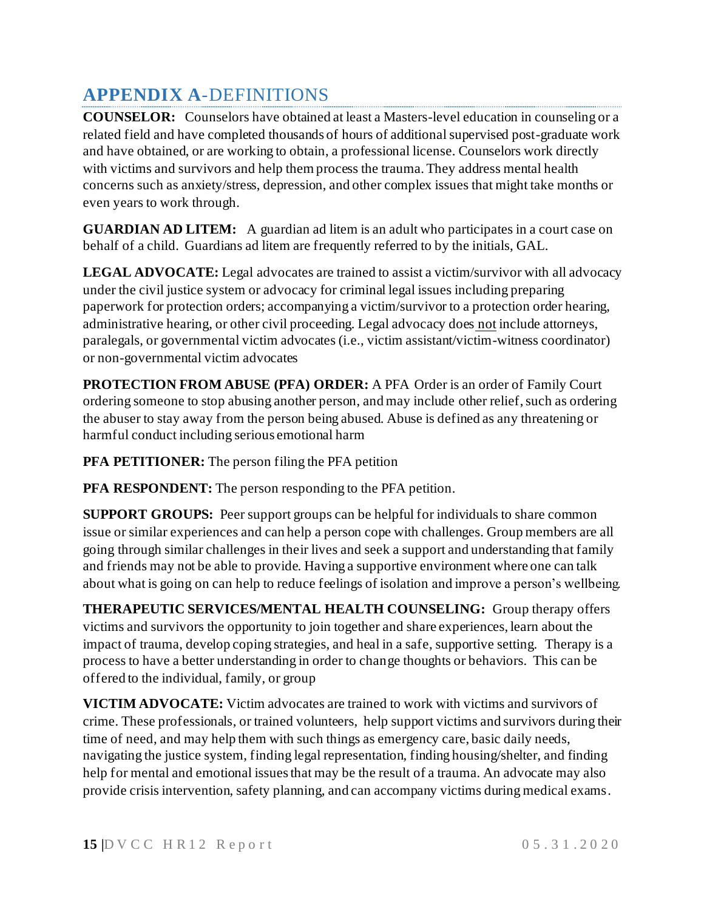## APPENDIX A-DEFINITIONS

**COUNSELOR:** Counselors have obtained at least a Masters-level education in counseling or a related field and have completed thousands of hours of additional supervised post-graduate work and have obtained, or are working to obtain, a professional license. Counselors work directly with victims and survivors and help them process the trauma. They address mental health concerns such as anxiety/stress, depression, and other complex issues that might take months or even years to work through.

**GUARDIAN AD LITEM:** A guardian ad litem is an adult who participates in a court case on behalf of a child. Guardians ad litem are frequently referred to by the initials, GAL.

**LEGAL ADVOCATE:** Legal advocates are trained to assist a victim/survivor with all advocacy under the civil justice system or advocacy for criminal legal issues including preparing paperwork for protection orders; accompanying a victim/survivor to a protection order hearing, administrative hearing, or other civil proceeding. Legal advocacy does <u>not</u> include attorneys, paralegals, or governmental victim advocates (i.e., victim assistant/victim-witness coordinator) or non-governmental victim advocates

**PROTECTION FROM ABUSE (PFA) ORDER:** A PFA Order is an order of Family Court ordering someone to stop abusing another person, and may include other relief, such as ordering the abuser to stay away from the person being abused. Abuse is defined as any threatening or harmful conduct including serious emotional harm

**PFA PETITIONER:** The person filing the PFA petition

**PFA RESPONDENT:** The person responding to the PFA petition.

**SUPPORT GROUPS:** Peer support groups can be helpful for individuals to share common issue or similar experiences and can help a person cope with challenges. Group members are all going through similar challenges in their lives and seek a support and understanding that family and friends may not be able to provide. Having a supportive environment where one can talk about what is going on can help to reduce feelings of isolation and improve a person's wellbeing.

**THERAPEUTIC SERVICES/MENTAL HEALTH COUNSELING:** Group therapy offers victims and survivors the opportunity to join together and share experiences, learn about the impact of trauma, develop coping strategies, and heal in a safe, supportive setting. Therapy is a process to have a better understanding in order to change thoughts or behaviors. This can be offered to the individual, family, or group

**VICTIM ADVOCATE:** Victim advocates are trained to work with victims and survivors of crime. These professionals, or trained volunteers, help support victims and survivors during their time of need, and may help them with such things as emergency care, basic daily needs, navigating the justice system, finding legal representation, finding housing/shelter, and finding help for mental and emotional issues that may be the result of a trauma. An advocate may also provide crisis intervention, safety planning, and can accompany victims during medical exams.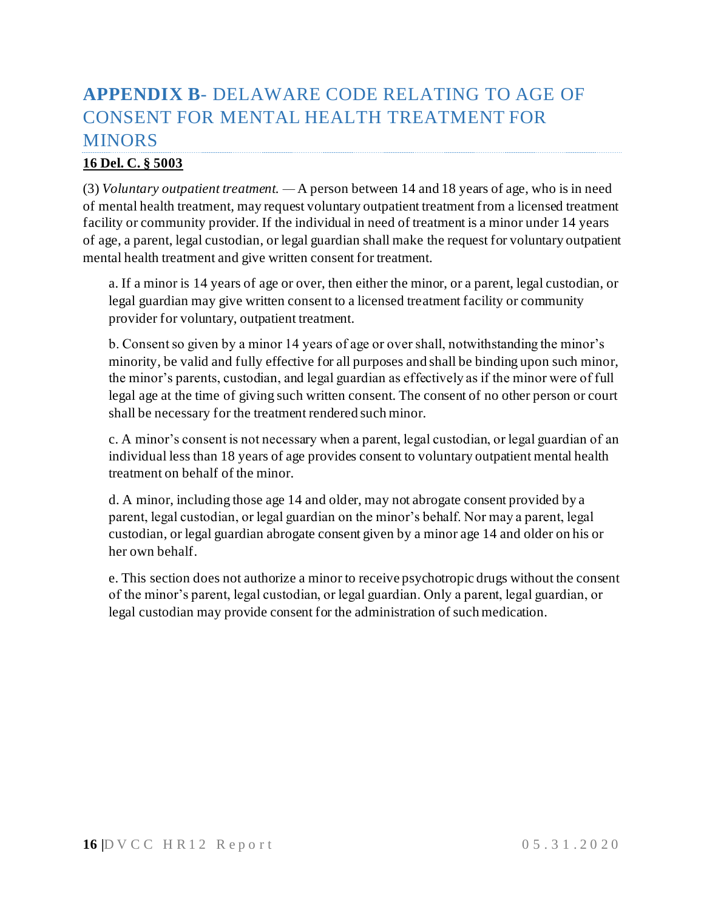# **APPENDIX B**- DELAWARE CODE RELATING TO AGE OF CONSENT FOR MENTAL HEALTH TREATMENT FOR MINORS

**16 Del. C. § 5003**

(3) *Voluntary outpatient treatment.* — A person between 14 and 18 years of age, who is in need of mental health treatment, may request voluntary outpatient treatment from a licensed treatment facility or community provider. If the individual in need of treatment is a minor under 14 years of age, a parent, legal custodian, or legal guardian shall make the request for voluntary outpatient mental health treatment and give written consent for treatment.

> a. If a minor is 14 years of age or over, then either the minor, or a parent, legal custodian, or legal guardian may give written consent to a licensed treatment facility or community provider for voluntary, outpatient treatment.
>
> b. Consent so given by a minor 14 years of age or over shall, notwithstanding the minor's minority, be valid and fully effective for all purposes and shall be binding upon such minor, the minor's parents, custodian, and legal guardian as effectively as if the minor were of full legal age at the time of giving such written consent. The consent of no other person or court shall be necessary for the treatment rendered such minor.
>
> c. A minor's consent is not necessary when a parent, legal custodian, or legal guardian of an individual less than 18 years of age provides consent to voluntary outpatient mental health treatment on behalf of the minor.
>
> d. A minor, including those age 14 and older, may not abrogate consent provided by a parent, legal custodian, or legal guardian on the minor's behalf. Nor may a parent, legal custodian, or legal guardian abrogate consent given by a minor age 14 and older on his or her own behalf.
>
> e. This section does not authorize a minor to receive psychotropic drugs without the consent of the minor's parent, legal custodian, or legal guardian. Only a parent, legal guardian, or legal custodian may provide consent for the administration of such medication.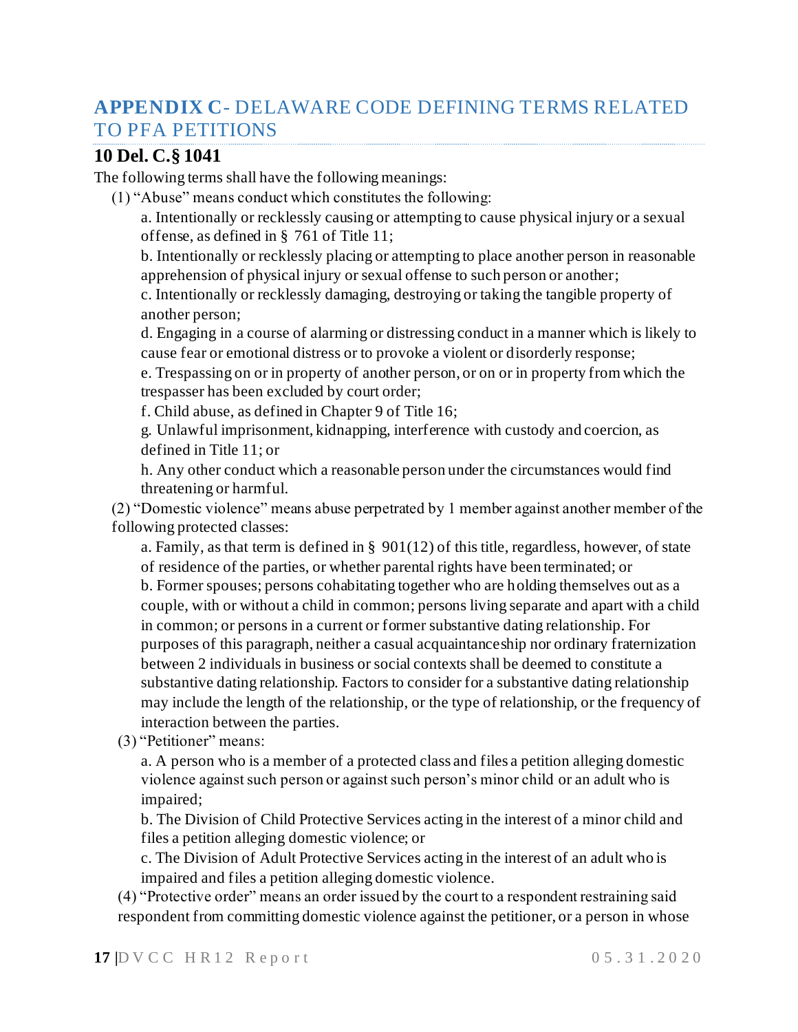## APPENDIX C- DELAWARE CODE DEFINING TERMS RELATED TO PFA PETITIONS

### 10 Del. C.§ 1041

The following terms shall have the following meanings:

(1) "Abuse" means conduct which constitutes the following:

a. Intentionally or recklessly causing or attempting to cause physical injury or a sexual offense, as defined in § 761 of Title 11;

b. Intentionally or recklessly placing or attempting to place another person in reasonable apprehension of physical injury or sexual offense to such person or another;

c. Intentionally or recklessly damaging, destroying or taking the tangible property of another person;

d. Engaging in a course of alarming or distressing conduct in a manner which is likely to cause fear or emotional distress or to provoke a violent or disorderly response;

e. Trespassing on or in property of another person, or on or in property from which the trespasser has been excluded by court order;

f. Child abuse, as defined in Chapter 9 of Title 16;

g. Unlawful imprisonment, kidnapping, interference with custody and coercion, as defined in Title 11; or

h. Any other conduct which a reasonable person under the circumstances would find threatening or harmful.

(2) "Domestic violence" means abuse perpetrated by 1 member against another member of the following protected classes:

a. Family, as that term is defined in § 901(12) of this title, regardless, however, of state of residence of the parties, or whether parental rights have been terminated; or

b. Former spouses; persons cohabitating together who are holding themselves out as a couple, with or without a child in common; persons living separate and apart with a child in common; or persons in a current or former substantive dating relationship. For purposes of this paragraph, neither a casual acquaintanceship nor ordinary fraternization between 2 individuals in business or social contexts shall be deemed to constitute a substantive dating relationship. Factors to consider for a substantive dating relationship may include the length of the relationship, or the type of relationship, or the frequency of interaction between the parties.

(3) "Petitioner" means:

a. A person who is a member of a protected class and files a petition alleging domestic violence against such person or against such person's minor child or an adult who is impaired;

b. The Division of Child Protective Services acting in the interest of a minor child and files a petition alleging domestic violence; or

c. The Division of Adult Protective Services acting in the interest of an adult who is impaired and files a petition alleging domestic violence.

(4) "Protective order" means an order issued by the court to a respondent restraining said respondent from committing domestic violence against the petitioner, or a person in whose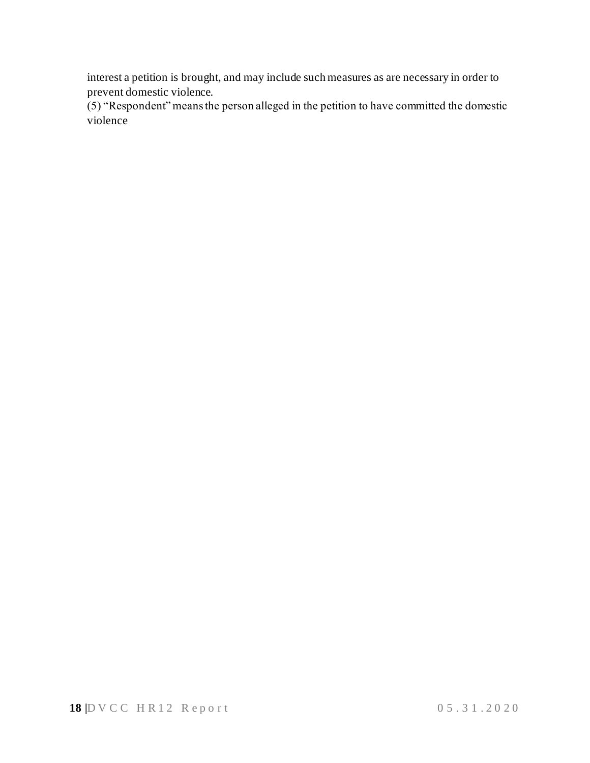interest a petition is brought, and may include such measures as are necessary in order to prevent domestic violence.

(5) “Respondent” means the person alleged in the petition to have committed the domestic violence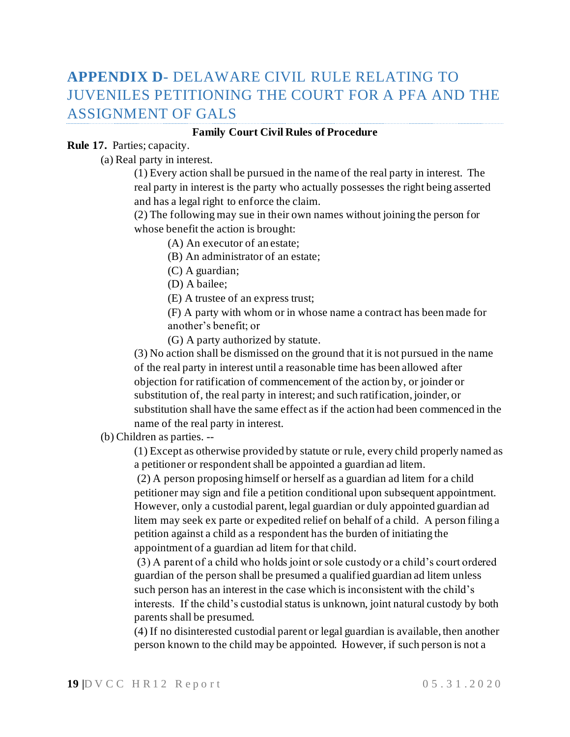# APPENDIX D- DELAWARE CIVIL RULE RELATING TO JUVENILES PETITIONING THE COURT FOR A PFA AND THE ASSIGNMENT OF GALS

**Family Court Civil Rules of Procedure**

**Rule 17.** Parties; capacity.

(a) Real party in interest.

(1) Every action shall be pursued in the name of the real party in interest. The real party in interest is the party who actually possesses the right being asserted and has a legal right to enforce the claim.

(2) The following may sue in their own names without joining the person for whose benefit the action is brought:

(A) An executor of an estate;

(B) An administrator of an estate;

(C) A guardian;

(D) A bailee;

(E) A trustee of an express trust;

(F) A party with whom or in whose name a contract has been made for another's benefit; or

(G) A party authorized by statute.

(3) No action shall be dismissed on the ground that it is not pursued in the name of the real party in interest until a reasonable time has been allowed after objection for ratification of commencement of the action by, or joinder or substitution of, the real party in interest; and such ratification, joinder, or substitution shall have the same effect as if the action had been commenced in the name of the real party in interest.

(b) Children as parties. --

(1) Except as otherwise provided by statute or rule, every child properly named as a petitioner or respondent shall be appointed a guardian ad litem.

(2) A person proposing himself or herself as a guardian ad litem for a child petitioner may sign and file a petition conditional upon subsequent appointment. However, only a custodial parent, legal guardian or duly appointed guardian ad litem may seek ex parte or expedited relief on behalf of a child. A person filing a petition against a child as a respondent has the burden of initiating the appointment of a guardian ad litem for that child.

(3) A parent of a child who holds joint or sole custody or a child's court ordered guardian of the person shall be presumed a qualified guardian ad litem unless such person has an interest in the case which is inconsistent with the child's interests. If the child's custodial status is unknown, joint natural custody by both parents shall be presumed.

(4) If no disinterested custodial parent or legal guardian is available, then another person known to the child may be appointed. However, if such person is not a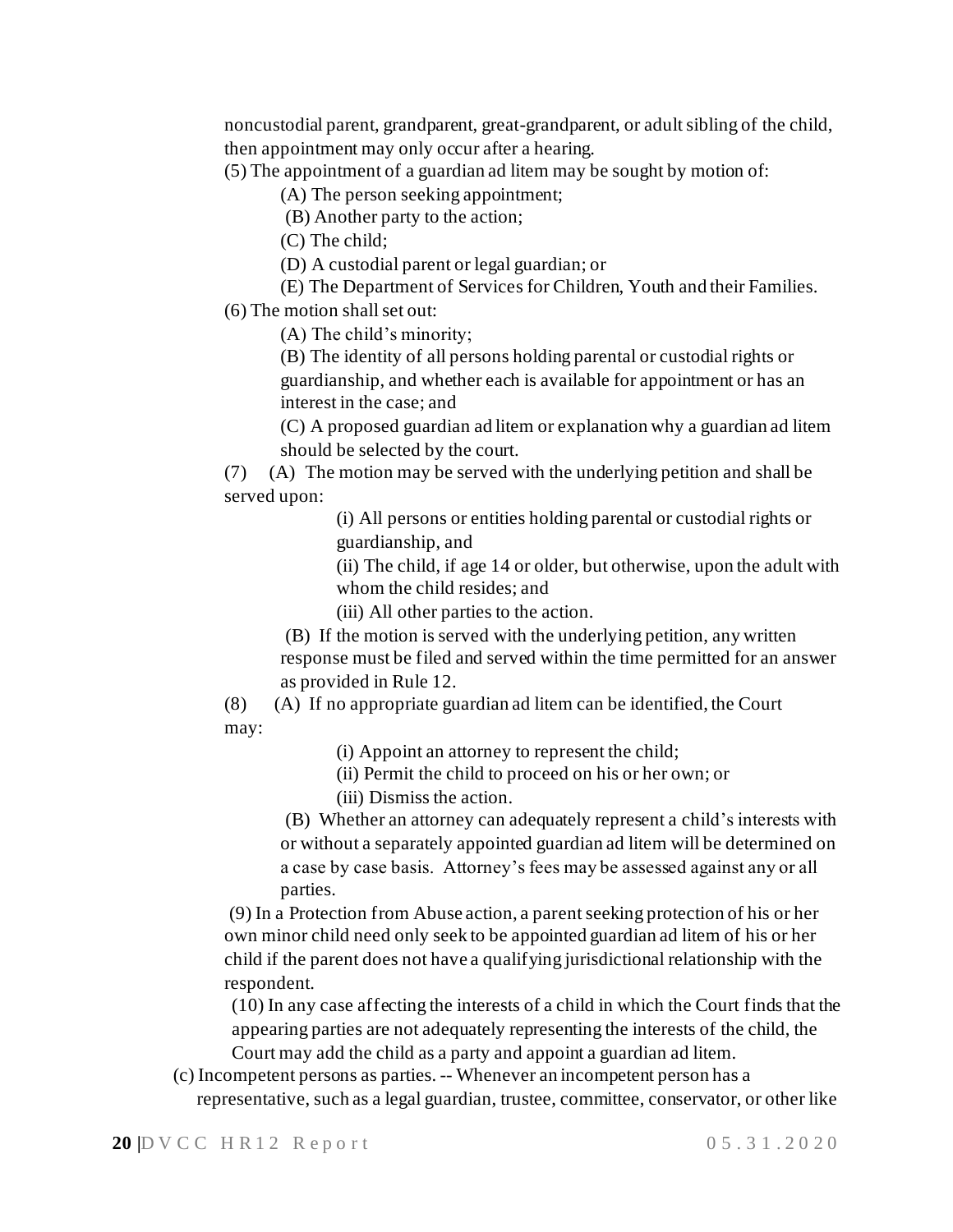noncustodial parent, grandparent, great-grandparent, or adult sibling of the child, then appointment may only occur after a hearing.

(5) The appointment of a guardian ad litem may be sought by motion of:

(A) The person seeking appointment;

(B) Another party to the action;

(C) The child;

(D) A custodial parent or legal guardian; or

(E) The Department of Services for Children, Youth and their Families.

(6) The motion shall set out:

(A) The child's minority;

(B) The identity of all persons holding parental or custodial rights or guardianship, and whether each is available for appointment or has an interest in the case; and

(C) A proposed guardian ad litem or explanation why a guardian ad litem should be selected by the court.

(7) (A) The motion may be served with the underlying petition and shall be served upon:

(i) All persons or entities holding parental or custodial rights or guardianship, and

(ii) The child, if age 14 or older, but otherwise, upon the adult with whom the child resides; and

(iii) All other parties to the action.

(B) If the motion is served with the underlying petition, any written response must be filed and served within the time permitted for an answer as provided in Rule 12.

(8) (A) If no appropriate guardian ad litem can be identified, the Court may:

(i) Appoint an attorney to represent the child;

(ii) Permit the child to proceed on his or her own; or

(iii) Dismiss the action.

(B) Whether an attorney can adequately represent a child's interests with or without a separately appointed guardian ad litem will be determined on a case by case basis. Attorney's fees may be assessed against any or all parties.

(9) In a Protection from Abuse action, a parent seeking protection of his or her own minor child need only seek to be appointed guardian ad litem of his or her child if the parent does not have a qualifying jurisdictional relationship with the respondent.

(10) In any case affecting the interests of a child in which the Court finds that the appearing parties are not adequately representing the interests of the child, the Court may add the child as a party and appoint a guardian ad litem.

(c) Incompetent persons as parties. -- Whenever an incompetent person has a representative, such as a legal guardian, trustee, committee, conservator, or other like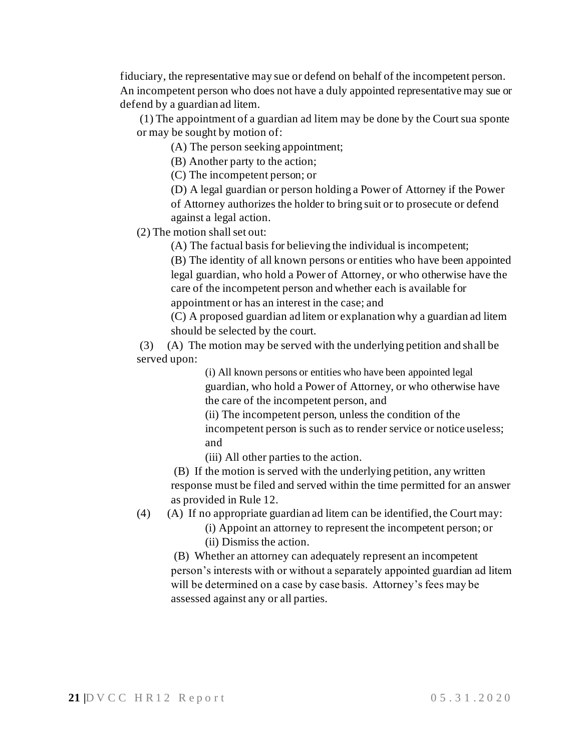fiduciary, the representative may sue or defend on behalf of the incompetent person. An incompetent person who does not have a duly appointed representative may sue or defend by a guardian ad litem.

(1) The appointment of a guardian ad litem may be done by the Court sua sponte or may be sought by motion of:

(A) The person seeking appointment;

(B) Another party to the action;

(C) The incompetent person; or

(D) A legal guardian or person holding a Power of Attorney if the Power of Attorney authorizes the holder to bring suit or to prosecute or defend against a legal action.

(2) The motion shall set out:

(A) The factual basis for believing the individual is incompetent;

(B) The identity of all known persons or entities who have been appointed legal guardian, who hold a Power of Attorney, or who otherwise have the care of the incompetent person and whether each is available for appointment or has an interest in the case; and

(C) A proposed guardian ad litem or explanation why a guardian ad litem should be selected by the court.

(3) (A) The motion may be served with the underlying petition and shall be served upon:

(i) All known persons or entities who have been appointed legal guardian, who hold a Power of Attorney, or who otherwise have the care of the incompetent person, and

(ii) The incompetent person, unless the condition of the incompetent person is such as to render service or notice useless; and

(iii) All other parties to the action.

(B) If the motion is served with the underlying petition, any written response must be filed and served within the time permitted for an answer as provided in Rule 12.

(4) (A) If no appropriate guardian ad litem can be identified, the Court may:

(i) Appoint an attorney to represent the incompetent person; or

(ii) Dismiss the action.

(B) Whether an attorney can adequately represent an incompetent person's interests with or without a separately appointed guardian ad litem will be determined on a case by case basis. Attorney's fees may be assessed against any or all parties.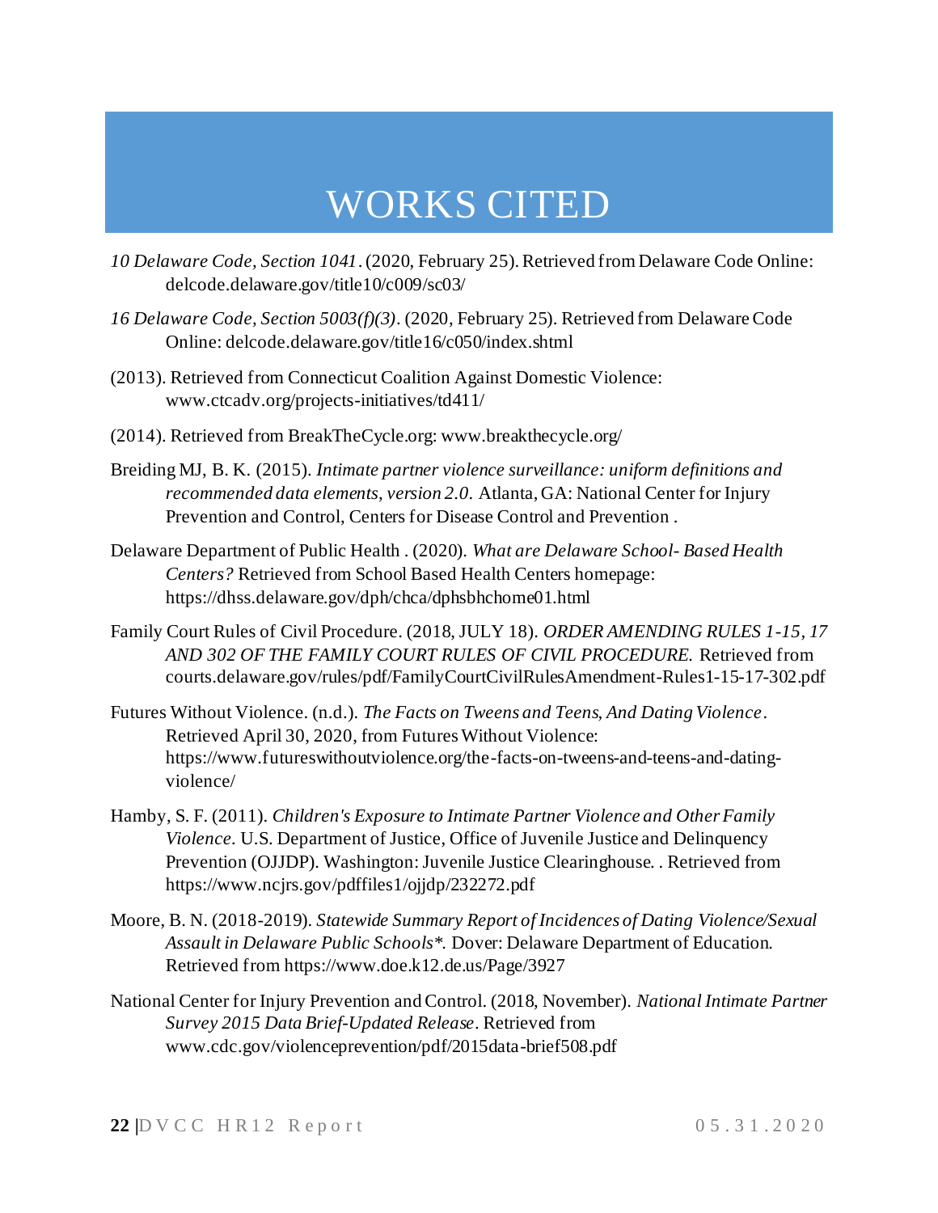# WORKS CITED

*10 Delaware Code, Section 1041*. (2020, February 25). Retrieved from Delaware Code Online: delcode.delaware.gov/title10/c009/sc03/

*16 Delaware Code, Section 5003(f)(3)*. (2020, February 25). Retrieved from Delaware Code Online: delcode.delaware.gov/title16/c050/index.shtml

(2013). Retrieved from Connecticut Coalition Against Domestic Violence: www.ctcadv.org/projects-initiatives/td411/

(2014). Retrieved from BreakTheCycle.org: www.breakthecycle.org/

Breiding MJ, B. K. (2015). *Intimate partner violence surveillance: uniform definitions and recommended data elements, version 2.0*. Atlanta, GA: National Center for Injury Prevention and Control, Centers for Disease Control and Prevention .

Delaware Department of Public Health . (2020). *What are Delaware School- Based Health Centers?* Retrieved from School Based Health Centers homepage: https://dhss.delaware.gov/dph/chca/dphsbhchome01.html

Family Court Rules of Civil Procedure. (2018, JULY 18). *ORDER AMENDING RULES 1-15, 17 AND 302 OF THE FAMILY COURT RULES OF CIVIL PROCEDURE.* Retrieved from courts.delaware.gov/rules/pdf/FamilyCourtCivilRulesAmendment-Rules1-15-17-302.pdf

Futures Without Violence. (n.d.). *The Facts on Tweens and Teens, And Dating Violence*. Retrieved April 30, 2020, from Futures Without Violence: https://www.futureswithoutviolence.org/the-facts-on-tweens-and-teens-and-dating-violence/

Hamby, S. F. (2011). *Children's Exposure to Intimate Partner Violence and Other Family Violence*. U.S. Department of Justice, Office of Juvenile Justice and Delinquency Prevention (OJJDP). Washington: Juvenile Justice Clearinghouse. . Retrieved from https://www.ncjrs.gov/pdffiles1/ojjdp/232272.pdf

Moore, B. N. (2018-2019). *Statewide Summary Report of Incidences of Dating Violence/Sexual Assault in Delaware Public Schools*.* Dover: Delaware Department of Education. Retrieved from https://www.doe.k12.de.us/Page/3927

National Center for Injury Prevention and Control. (2018, November). *National Intimate Partner Survey 2015 Data Brief-Updated Release*. Retrieved from www.cdc.gov/violenceprevention/pdf/2015data-brief508.pdf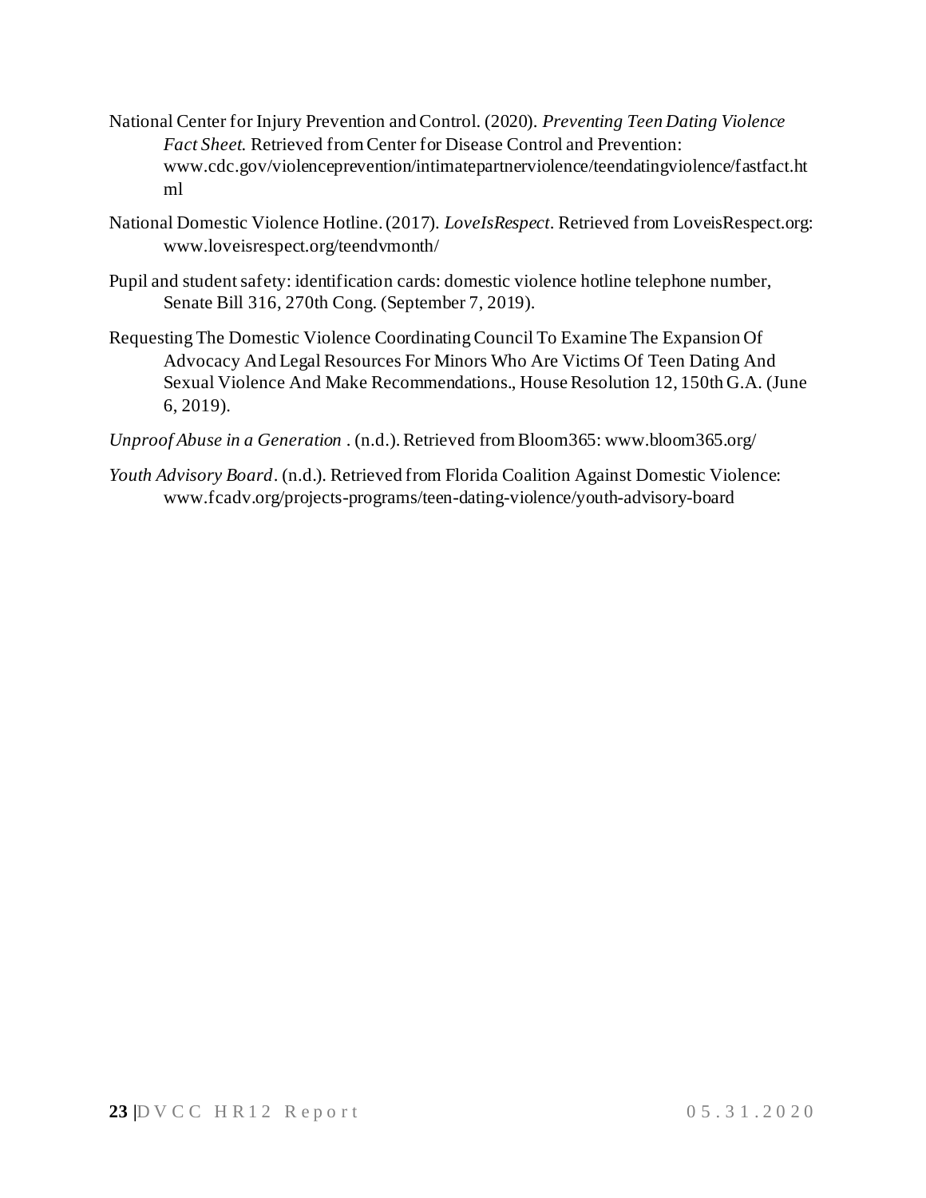National Center for Injury Prevention and Control. (2020). *Preventing Teen Dating Violence Fact Sheet.* Retrieved from Center for Disease Control and Prevention: www.cdc.gov/violenceprevention/intimatepartnerviolence/teendatingviolence/fastfact.html

National Domestic Violence Hotline. (2017). *LoveIsRespect*. Retrieved from LoveisRespect.org: www.loveisrespect.org/teendvmonth/

Pupil and student safety: identification cards: domestic violence hotline telephone number, Senate Bill 316, 270th Cong. (September 7, 2019).

Requesting The Domestic Violence Coordinating Council To Examine The Expansion Of Advocacy And Legal Resources For Minors Who Are Victims Of Teen Dating And Sexual Violence And Make Recommendations., House Resolution 12, 150th G.A. (June 6, 2019).

*Unproof Abuse in a Generation* . (n.d.). Retrieved from Bloom365: www.bloom365.org/

*Youth Advisory Board*. (n.d.). Retrieved from Florida Coalition Against Domestic Violence: www.fcadv.org/projects-programs/teen-dating-violence/youth-advisory-board